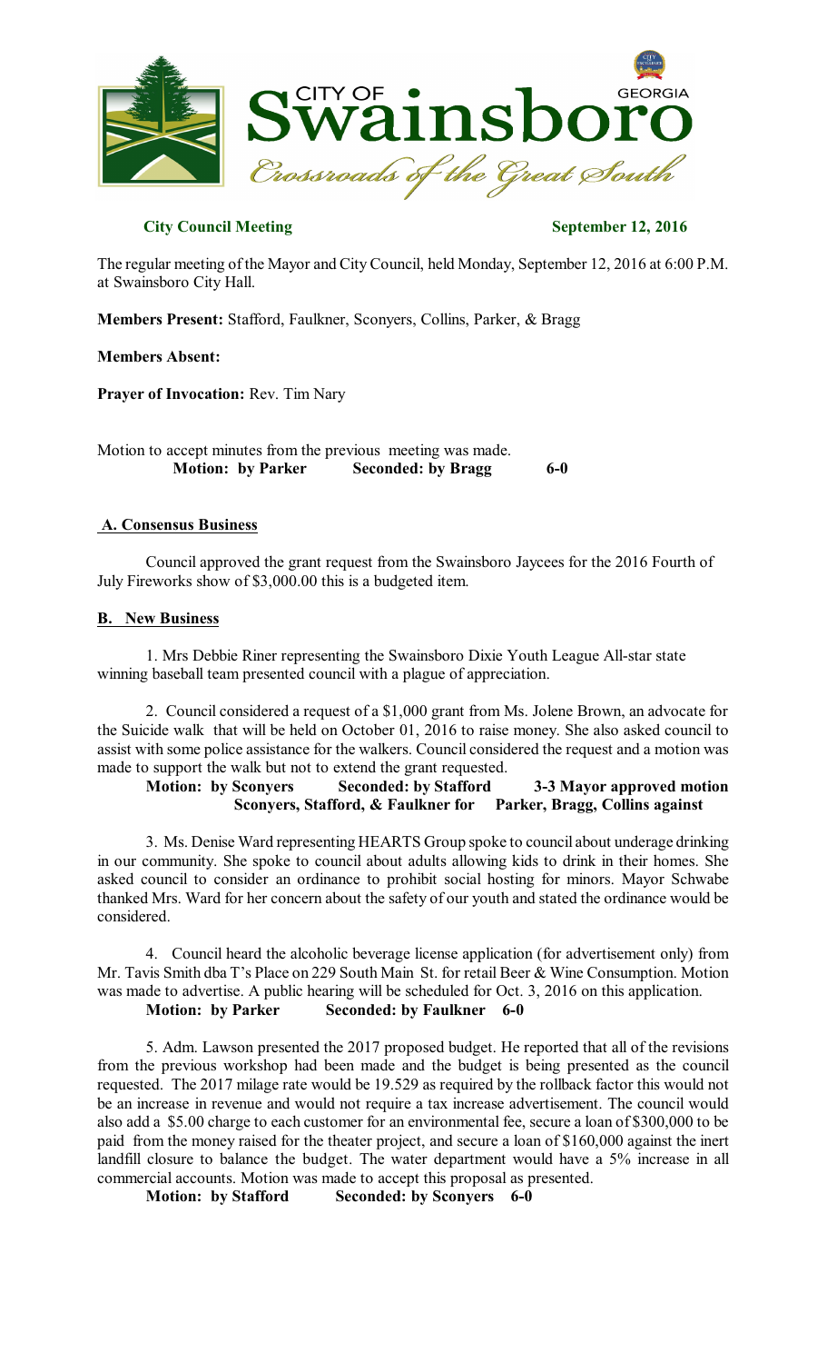CITY OF **Swainsboro** GEORGIA
*Crossroads of the Great South*

**City Council Meeting** **September 12, 2016**

The regular meeting of the Mayor and City Council, held Monday, September 12, 2016 at 6:00 P.M. at Swainsboro City Hall.

**Members Present:** Stafford, Faulkner, Sconyers, Collins, Parker, & Bragg

**Members Absent:**

**Prayer of Invocation:** Rev. Tim Nary

Motion to accept minutes from the previous meeting was made.
**Motion: by Parker Seconded: by Bragg 6-0**

## A. Consensus Business

Council approved the grant request from the Swainsboro Jaycees for the 2016 Fourth of July Fireworks show of $3,000.00 this is a budgeted item.

## B. New Business

1. Mrs Debbie Riner representing the Swainsboro Dixie Youth League All-star state winning baseball team presented council with a plague of appreciation.

2. Council considered a request of a $1,000 grant from Ms. Jolene Brown, an advocate for the Suicide walk that will be held on October 01, 2016 to raise money. She also asked council to assist with some police assistance for the walkers. Council considered the request and a motion was made to support the walk but not to extend the grant requested.
**Motion: by Sconyers Seconded: by Stafford 3-3 Mayor approved motion**
**Sconyers, Stafford, & Faulkner for Parker, Bragg, Collins against**

3. Ms. Denise Ward representing HEARTS Group spoke to council about underage drinking in our community. She spoke to council about adults allowing kids to drink in their homes. She asked council to consider an ordinance to prohibit social hosting for minors. Mayor Schwabe thanked Mrs. Ward for her concern about the safety of our youth and stated the ordinance would be considered.

4. Council heard the alcoholic beverage license application (for advertisement only) from Mr. Tavis Smith dba T's Place on 229 South Main St. for retail Beer & Wine Consumption. Motion was made to advertise. A public hearing will be scheduled for Oct. 3, 2016 on this application.
**Motion: by Parker Seconded: by Faulkner 6-0**

5. Adm. Lawson presented the 2017 proposed budget. He reported that all of the revisions from the previous workshop had been made and the budget is being presented as the council requested. The 2017 milage rate would be 19.529 as required by the rollback factor this would not be an increase in revenue and would not require a tax increase advertisement. The council would also add a $5.00 charge to each customer for an environmental fee, secure a loan of $300,000 to be paid from the money raised for the theater project, and secure a loan of $160,000 against the inert landfill closure to balance the budget. The water department would have a 5% increase in all commercial accounts. Motion was made to accept this proposal as presented.
**Motion: by Stafford Seconded: by Sconyers 6-0**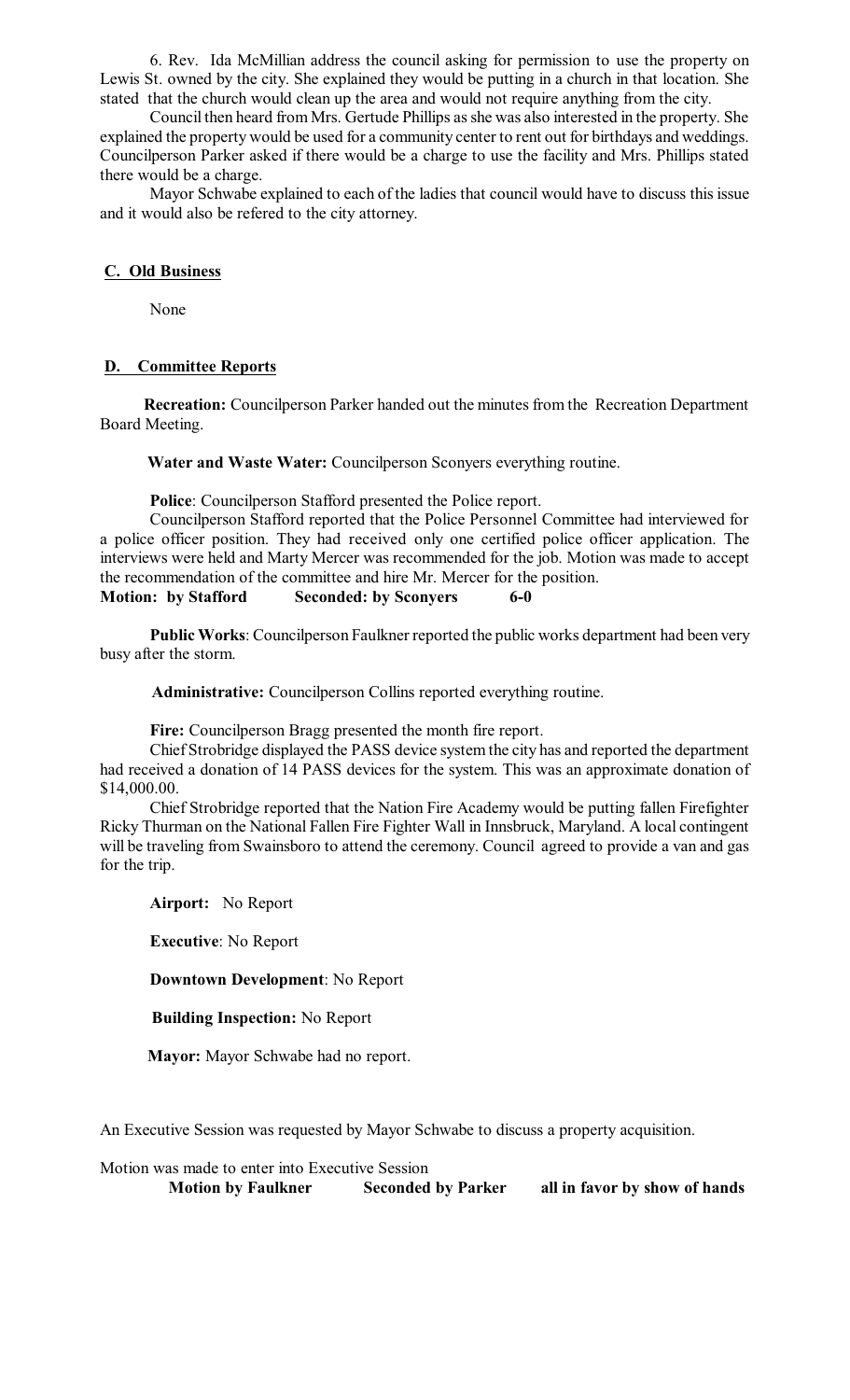6. Rev. Ida McMillian address the council asking for permission to use the property on Lewis St. owned by the city. She explained they would be putting in a church in that location. She stated that the church would clean up the area and would not require anything from the city.

Council then heard from Mrs. Gertude Phillips as she was also interested in the property. She explained the property would be used for a community center to rent out for birthdays and weddings. Councilperson Parker asked if there would be a charge to use the facility and Mrs. Phillips stated there would be a charge.

Mayor Schwabe explained to each of the ladies that council would have to discuss this issue and it would also be refered to the city attorney.

## C. Old Business

None

## D. Committee Reports

**Recreation:** Councilperson Parker handed out the minutes from the Recreation Department Board Meeting.

**Water and Waste Water:** Councilperson Sconyers everything routine.

**Police**: Councilperson Stafford presented the Police report.

Councilperson Stafford reported that the Police Personnel Committee had interviewed for a police officer position. They had received only one certified police officer application. The interviews were held and Marty Mercer was recommended for the job. Motion was made to accept the recommendation of the committee and hire Mr. Mercer for the position.

**Motion: by Stafford Seconded: by Sconyers 6-0**

**Public Works**: Councilperson Faulkner reported the public works department had been very busy after the storm.

**Administrative:** Councilperson Collins reported everything routine.

**Fire:** Councilperson Bragg presented the month fire report.

Chief Strobridge displayed the PASS device system the city has and reported the department had received a donation of 14 PASS devices for the system. This was an approximate donation of $14,000.00.

Chief Strobridge reported that the Nation Fire Academy would be putting fallen Firefighter Ricky Thurman on the National Fallen Fire Fighter Wall in Innsbruck, Maryland. A local contingent will be traveling from Swainsboro to attend the ceremony. Council agreed to provide a van and gas for the trip.

**Airport:** No Report

**Executive**: No Report

**Downtown Development**: No Report

**Building Inspection:** No Report

**Mayor:** Mayor Schwabe had no report.

An Executive Session was requested by Mayor Schwabe to discuss a property acquisition.

Motion was made to enter into Executive Session

**Motion by Faulkner Seconded by Parker all in favor by show of hands**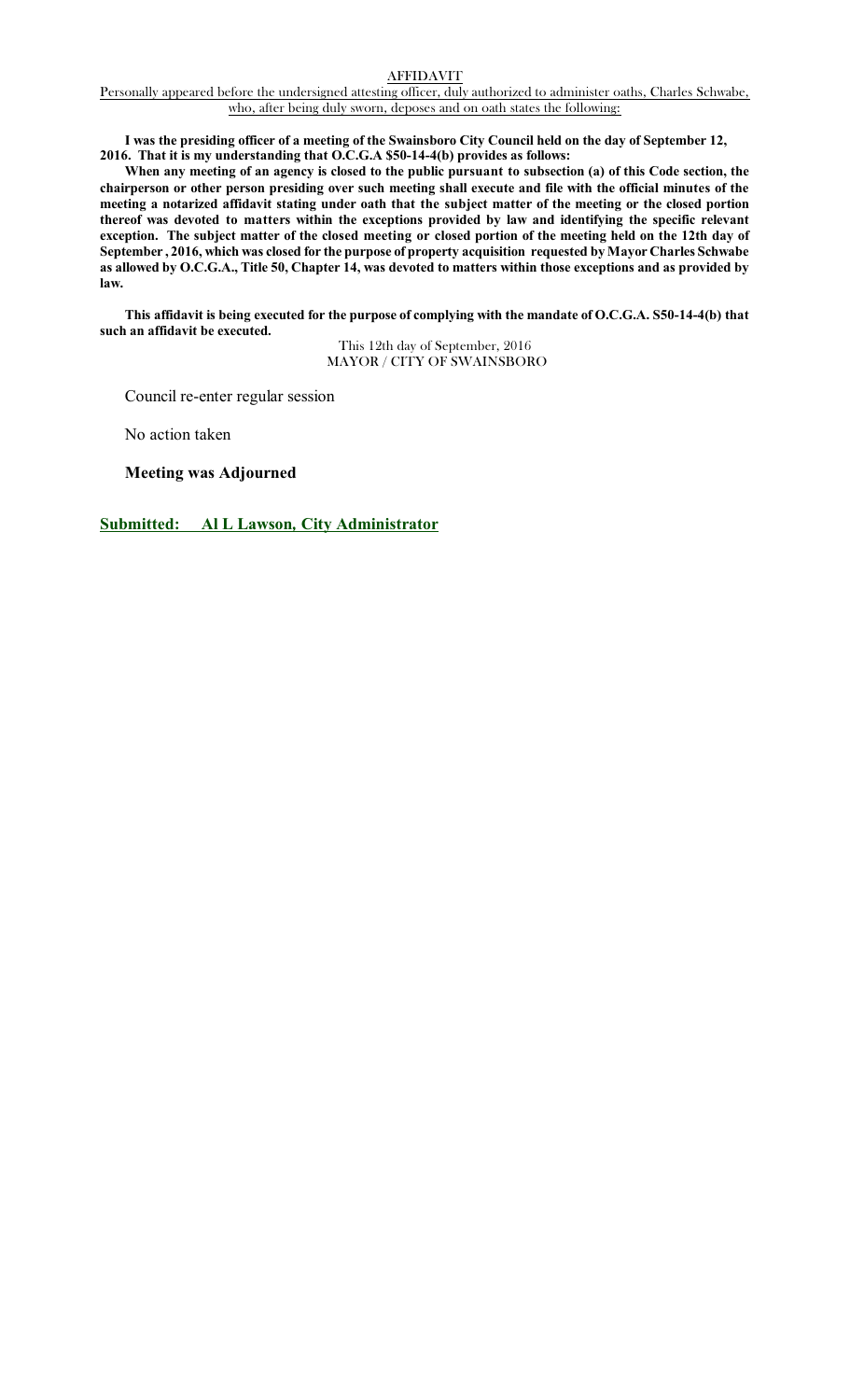<u>AFFIDAVIT</u>

<u>Personally appeared before the undersigned attesting officer, duly authorized to administer oaths, Charles Schwabe, who, after being duly sworn, deposes and on oath states the following:</u>

**I was the presiding officer of a meeting of the Swainsboro City Council held on the day of September 12, 2016. That it is my understanding that O.C.G.A $50-14-4(b) provides as follows:**

**When any meeting of an agency is closed to the public pursuant to subsection (a) of this Code section, the chairperson or other person presiding over such meeting shall execute and file with the official minutes of the meeting a notarized affidavit stating under oath that the subject matter of the meeting or the closed portion thereof was devoted to matters within the exceptions provided by law and identifying the specific relevant exception. The subject matter of the closed meeting or closed portion of the meeting held on the 12th day of September , 2016, which was closed for the purpose of property acquisition requested by Mayor Charles Schwabe as allowed by O.C.G.A., Title 50, Chapter 14, was devoted to matters within those exceptions and as provided by law.**

**This affidavit is being executed for the purpose of complying with the mandate of O.C.G.A. S50-14-4(b) that such an affidavit be executed.**

This 12th day of September, 2016
MAYOR / CITY OF SWAINSBORO

Council re-enter regular session

No action taken

**Meeting was Adjourned**

**<u>Submitted: Al L Lawson, City Administrator</u>**